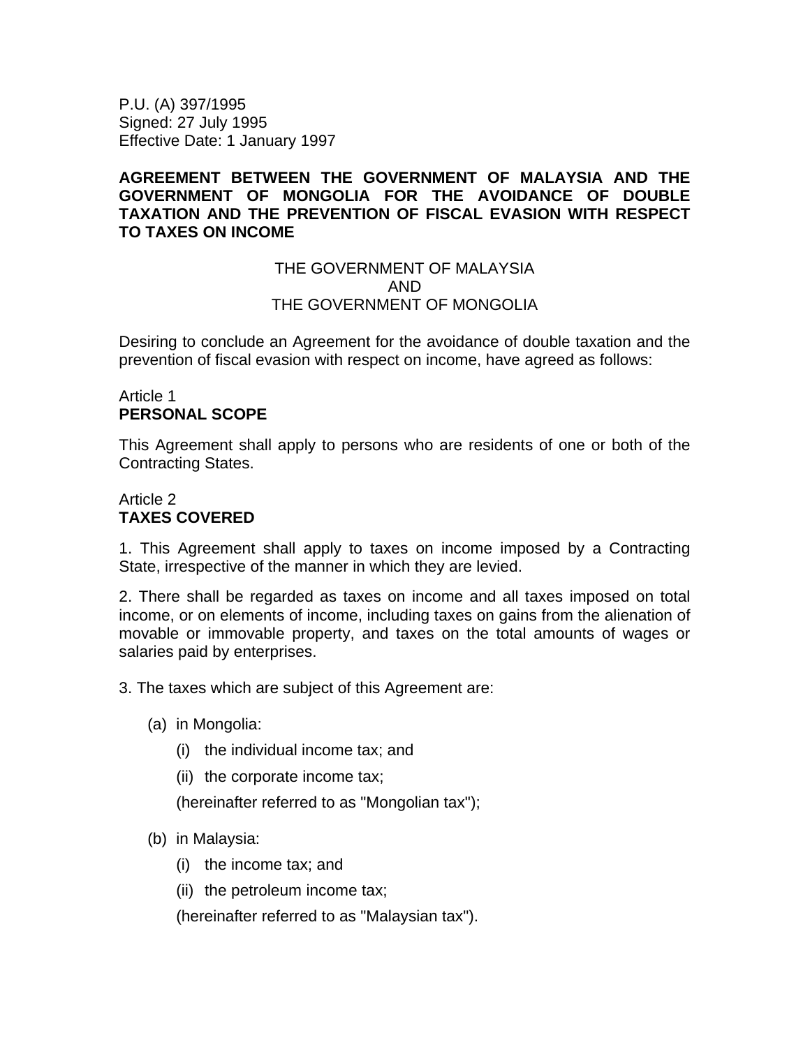P.U. (A) 397/1995
Signed: 27 July 1995
Effective Date: 1 January 1997

**AGREEMENT BETWEEN THE GOVERNMENT OF MALAYSIA AND THE GOVERNMENT OF MONGOLIA FOR THE AVOIDANCE OF DOUBLE TAXATION AND THE PREVENTION OF FISCAL EVASION WITH RESPECT TO TAXES ON INCOME**

THE GOVERNMENT OF MALAYSIA
AND
THE GOVERNMENT OF MONGOLIA

Desiring to conclude an Agreement for the avoidance of double taxation and the prevention of fiscal evasion with respect on income, have agreed as follows:

Article 1
**PERSONAL SCOPE**

This Agreement shall apply to persons who are residents of one or both of the Contracting States.

Article 2
**TAXES COVERED**

1. This Agreement shall apply to taxes on income imposed by a Contracting State, irrespective of the manner in which they are levied.

2. There shall be regarded as taxes on income and all taxes imposed on total income, or on elements of income, including taxes on gains from the alienation of movable or immovable property, and taxes on the total amounts of wages or salaries paid by enterprises.

3. The taxes which are subject of this Agreement are:

(a) in Mongolia:

(i) the individual income tax; and

(ii) the corporate income tax;

(hereinafter referred to as "Mongolian tax");

(b) in Malaysia:

(i) the income tax; and

(ii) the petroleum income tax;

(hereinafter referred to as "Malaysian tax").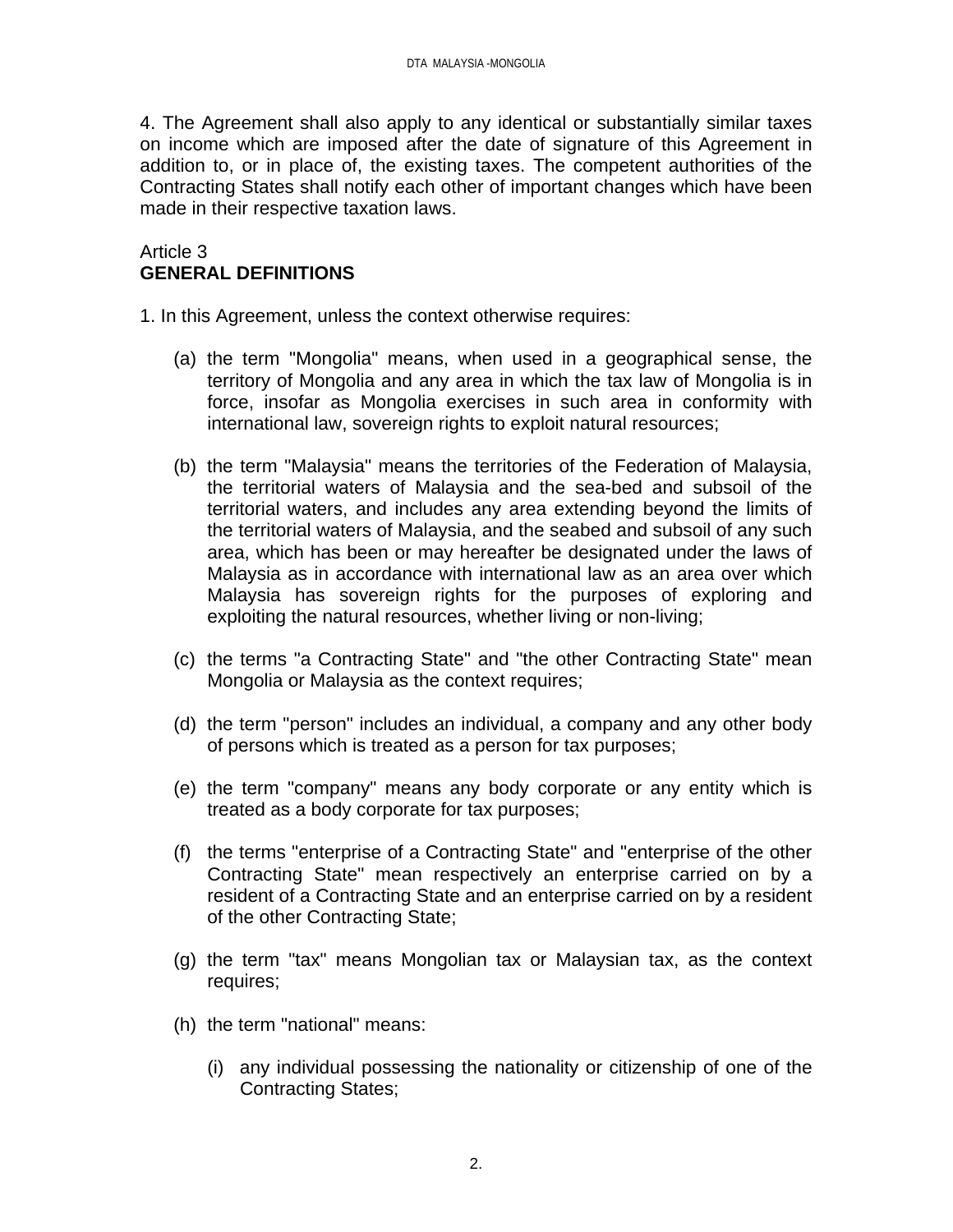4. The Agreement shall also apply to any identical or substantially similar taxes on income which are imposed after the date of signature of this Agreement in addition to, or in place of, the existing taxes. The competent authorities of the Contracting States shall notify each other of important changes which have been made in their respective taxation laws.

## Article 3
## GENERAL DEFINITIONS

1. In this Agreement, unless the context otherwise requires:

(a) the term "Mongolia" means, when used in a geographical sense, the territory of Mongolia and any area in which the tax law of Mongolia is in force, insofar as Mongolia exercises in such area in conformity with international law, sovereign rights to exploit natural resources;

(b) the term "Malaysia" means the territories of the Federation of Malaysia, the territorial waters of Malaysia and the sea-bed and subsoil of the territorial waters, and includes any area extending beyond the limits of the territorial waters of Malaysia, and the seabed and subsoil of any such area, which has been or may hereafter be designated under the laws of Malaysia as in accordance with international law as an area over which Malaysia has sovereign rights for the purposes of exploring and exploiting the natural resources, whether living or non-living;

(c) the terms "a Contracting State" and "the other Contracting State" mean Mongolia or Malaysia as the context requires;

(d) the term "person" includes an individual, a company and any other body of persons which is treated as a person for tax purposes;

(e) the term "company" means any body corporate or any entity which is treated as a body corporate for tax purposes;

(f) the terms "enterprise of a Contracting State" and "enterprise of the other Contracting State" mean respectively an enterprise carried on by a resident of a Contracting State and an enterprise carried on by a resident of the other Contracting State;

(g) the term "tax" means Mongolian tax or Malaysian tax, as the context requires;

(h) the term "national" means:

(i) any individual possessing the nationality or citizenship of one of the Contracting States;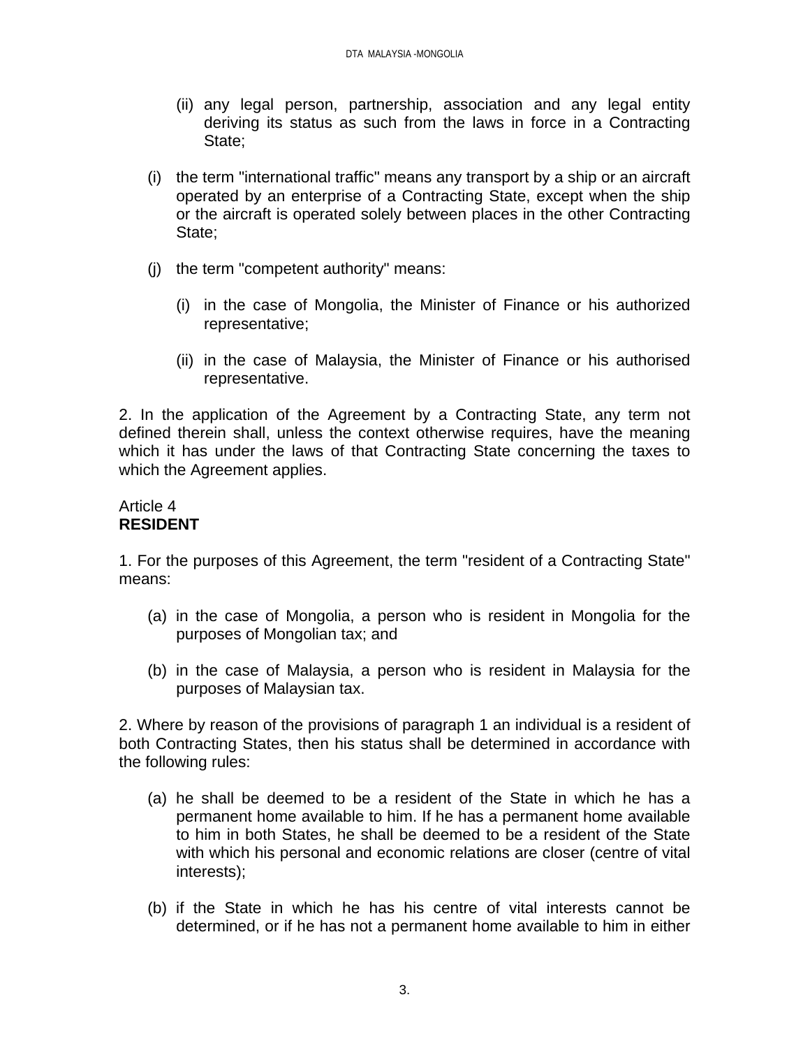(ii) any legal person, partnership, association and any legal entity deriving its status as such from the laws in force in a Contracting State;

(i) the term "international traffic" means any transport by a ship or an aircraft operated by an enterprise of a Contracting State, except when the ship or the aircraft is operated solely between places in the other Contracting State;

(j) the term "competent authority" means:

  (i) in the case of Mongolia, the Minister of Finance or his authorized representative;

  (ii) in the case of Malaysia, the Minister of Finance or his authorised representative.

2. In the application of the Agreement by a Contracting State, any term not defined therein shall, unless the context otherwise requires, have the meaning which it has under the laws of that Contracting State concerning the taxes to which the Agreement applies.

Article 4
**RESIDENT**

1. For the purposes of this Agreement, the term "resident of a Contracting State" means:

(a) in the case of Mongolia, a person who is resident in Mongolia for the purposes of Mongolian tax; and

(b) in the case of Malaysia, a person who is resident in Malaysia for the purposes of Malaysian tax.

2. Where by reason of the provisions of paragraph 1 an individual is a resident of both Contracting States, then his status shall be determined in accordance with the following rules:

(a) he shall be deemed to be a resident of the State in which he has a permanent home available to him. If he has a permanent home available to him in both States, he shall be deemed to be a resident of the State with which his personal and economic relations are closer (centre of vital interests);

(b) if the State in which he has his centre of vital interests cannot be determined, or if he has not a permanent home available to him in either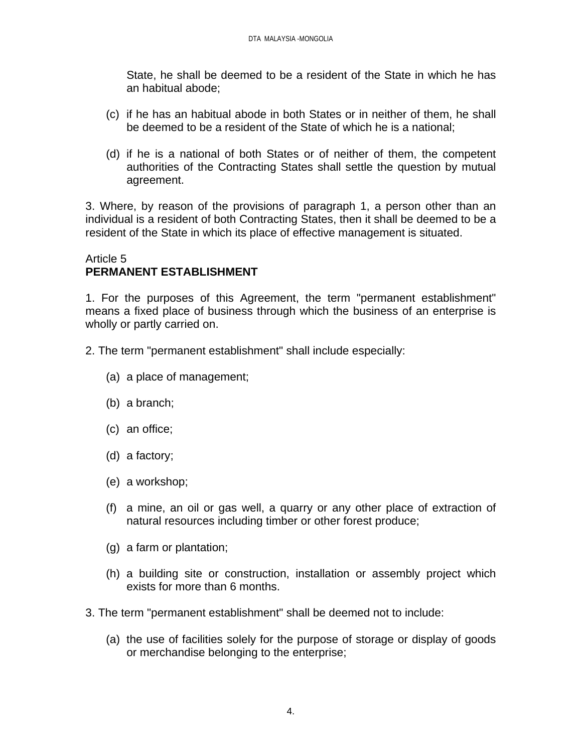State, he shall be deemed to be a resident of the State in which he has an habitual abode;

(c) if he has an habitual abode in both States or in neither of them, he shall be deemed to be a resident of the State of which he is a national;

(d) if he is a national of both States or of neither of them, the competent authorities of the Contracting States shall settle the question by mutual agreement.

3. Where, by reason of the provisions of paragraph 1, a person other than an individual is a resident of both Contracting States, then it shall be deemed to be a resident of the State in which its place of effective management is situated.

Article 5
**PERMANENT ESTABLISHMENT**

1. For the purposes of this Agreement, the term "permanent establishment" means a fixed place of business through which the business of an enterprise is wholly or partly carried on.

2. The term "permanent establishment" shall include especially:

(a) a place of management;

(b) a branch;

(c) an office;

(d) a factory;

(e) a workshop;

(f) a mine, an oil or gas well, a quarry or any other place of extraction of natural resources including timber or other forest produce;

(g) a farm or plantation;

(h) a building site or construction, installation or assembly project which exists for more than 6 months.

3. The term "permanent establishment" shall be deemed not to include:

(a) the use of facilities solely for the purpose of storage or display of goods or merchandise belonging to the enterprise;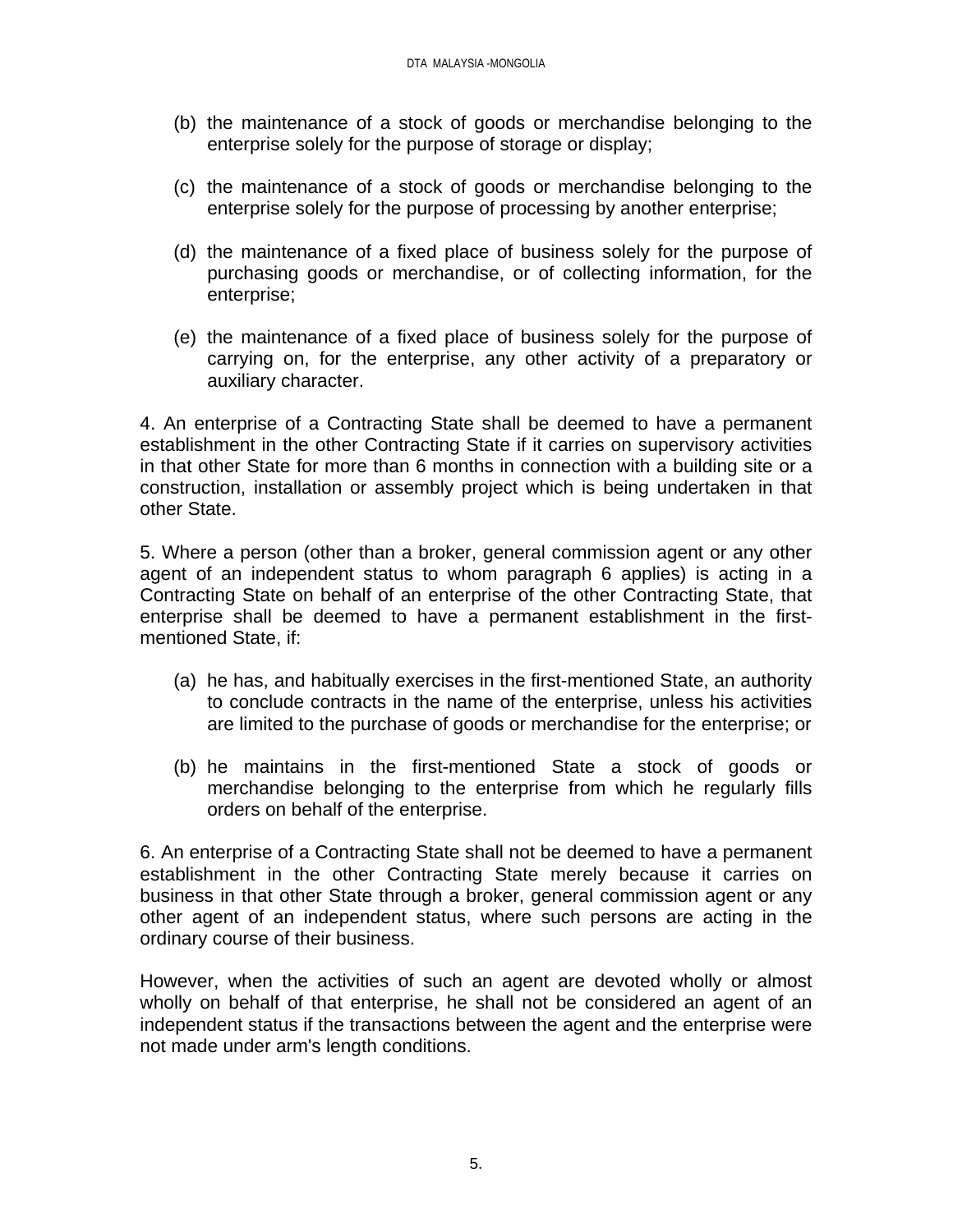(b) the maintenance of a stock of goods or merchandise belonging to the enterprise solely for the purpose of storage or display;

(c) the maintenance of a stock of goods or merchandise belonging to the enterprise solely for the purpose of processing by another enterprise;

(d) the maintenance of a fixed place of business solely for the purpose of purchasing goods or merchandise, or of collecting information, for the enterprise;

(e) the maintenance of a fixed place of business solely for the purpose of carrying on, for the enterprise, any other activity of a preparatory or auxiliary character.

4. An enterprise of a Contracting State shall be deemed to have a permanent establishment in the other Contracting State if it carries on supervisory activities in that other State for more than 6 months in connection with a building site or a construction, installation or assembly project which is being undertaken in that other State.

5. Where a person (other than a broker, general commission agent or any other agent of an independent status to whom paragraph 6 applies) is acting in a Contracting State on behalf of an enterprise of the other Contracting State, that enterprise shall be deemed to have a permanent establishment in the first-mentioned State, if:

(a) he has, and habitually exercises in the first-mentioned State, an authority to conclude contracts in the name of the enterprise, unless his activities are limited to the purchase of goods or merchandise for the enterprise; or

(b) he maintains in the first-mentioned State a stock of goods or merchandise belonging to the enterprise from which he regularly fills orders on behalf of the enterprise.

6. An enterprise of a Contracting State shall not be deemed to have a permanent establishment in the other Contracting State merely because it carries on business in that other State through a broker, general commission agent or any other agent of an independent status, where such persons are acting in the ordinary course of their business.

However, when the activities of such an agent are devoted wholly or almost wholly on behalf of that enterprise, he shall not be considered an agent of an independent status if the transactions between the agent and the enterprise were not made under arm's length conditions.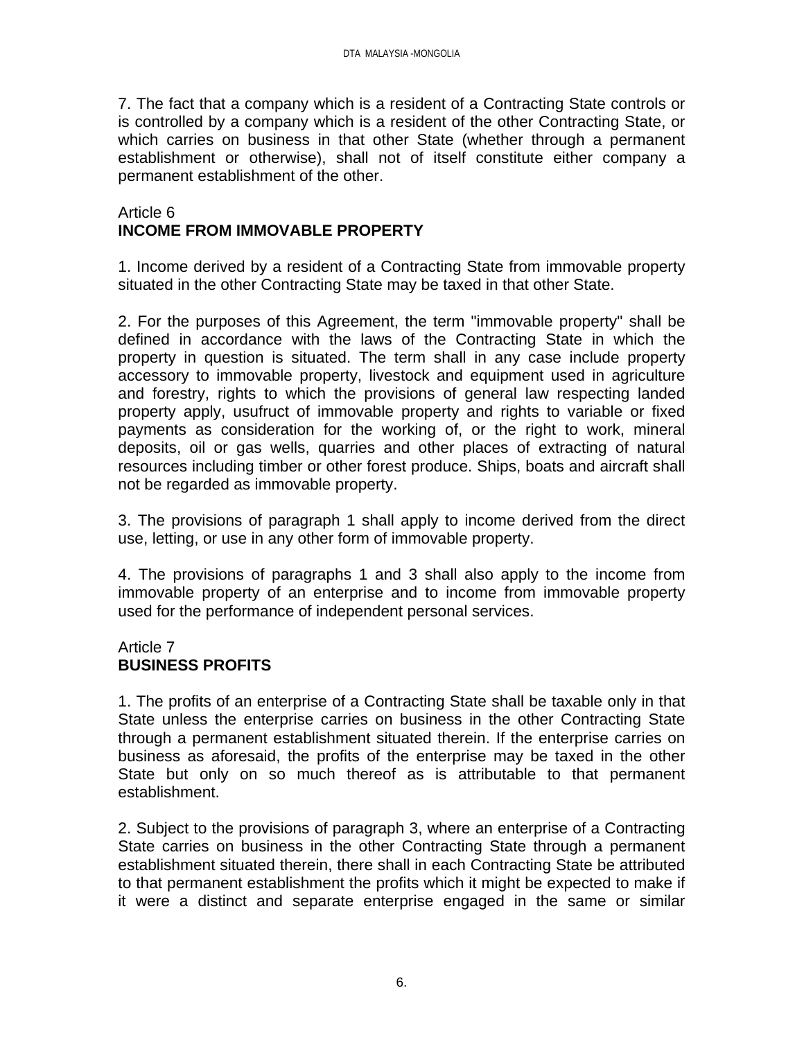7. The fact that a company which is a resident of a Contracting State controls or is controlled by a company which is a resident of the other Contracting State, or which carries on business in that other State (whether through a permanent establishment or otherwise), shall not of itself constitute either company a permanent establishment of the other.

Article 6
**INCOME FROM IMMOVABLE PROPERTY**

1. Income derived by a resident of a Contracting State from immovable property situated in the other Contracting State may be taxed in that other State.

2. For the purposes of this Agreement, the term "immovable property" shall be defined in accordance with the laws of the Contracting State in which the property in question is situated. The term shall in any case include property accessory to immovable property, livestock and equipment used in agriculture and forestry, rights to which the provisions of general law respecting landed property apply, usufruct of immovable property and rights to variable or fixed payments as consideration for the working of, or the right to work, mineral deposits, oil or gas wells, quarries and other places of extracting of natural resources including timber or other forest produce. Ships, boats and aircraft shall not be regarded as immovable property.

3. The provisions of paragraph 1 shall apply to income derived from the direct use, letting, or use in any other form of immovable property.

4. The provisions of paragraphs 1 and 3 shall also apply to the income from immovable property of an enterprise and to income from immovable property used for the performance of independent personal services.

Article 7
**BUSINESS PROFITS**

1. The profits of an enterprise of a Contracting State shall be taxable only in that State unless the enterprise carries on business in the other Contracting State through a permanent establishment situated therein. If the enterprise carries on business as aforesaid, the profits of the enterprise may be taxed in the other State but only on so much thereof as is attributable to that permanent establishment.

2. Subject to the provisions of paragraph 3, where an enterprise of a Contracting State carries on business in the other Contracting State through a permanent establishment situated therein, there shall in each Contracting State be attributed to that permanent establishment the profits which it might be expected to make if it were a distinct and separate enterprise engaged in the same or similar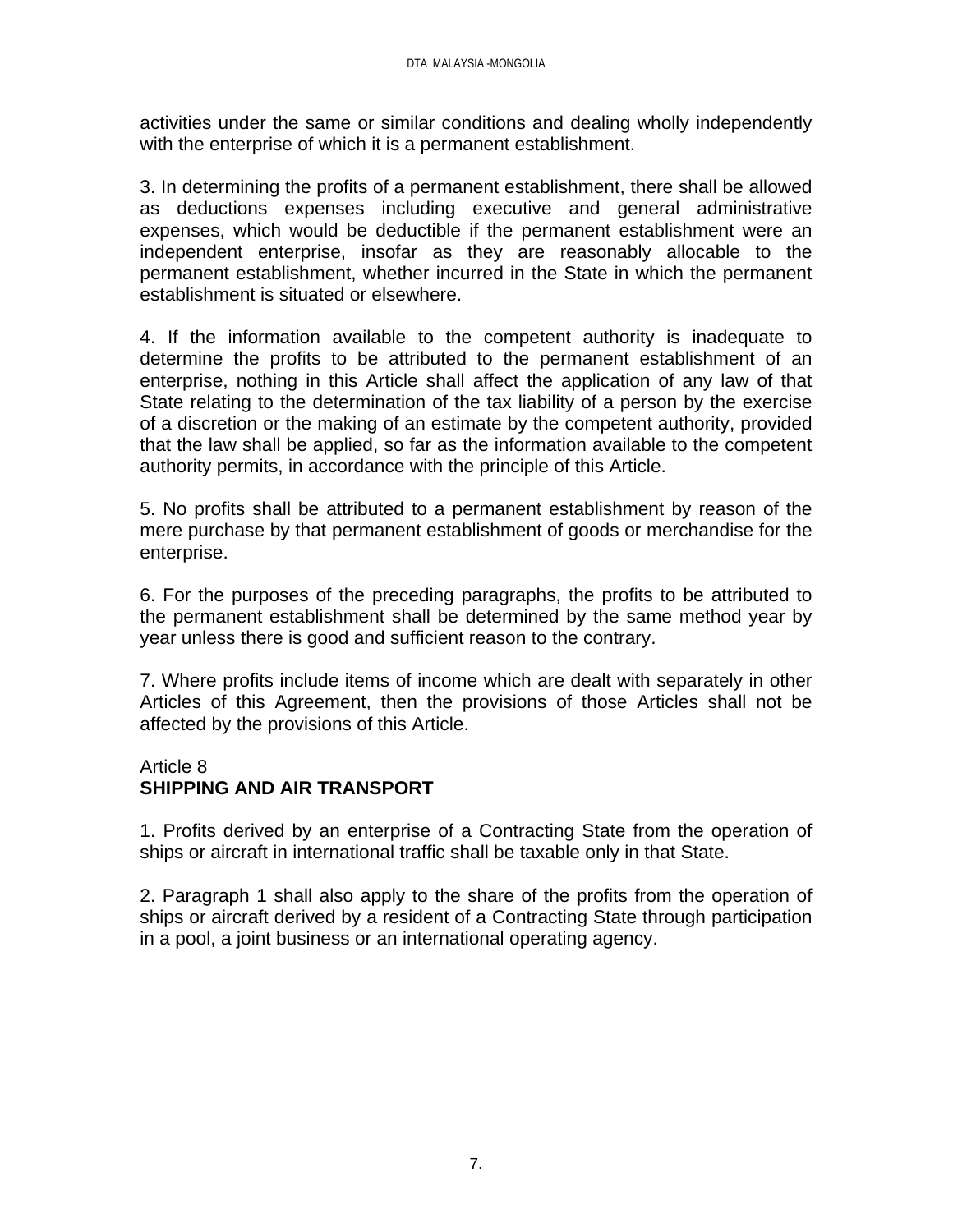activities under the same or similar conditions and dealing wholly independently with the enterprise of which it is a permanent establishment.

3. In determining the profits of a permanent establishment, there shall be allowed as deductions expenses including executive and general administrative expenses, which would be deductible if the permanent establishment were an independent enterprise, insofar as they are reasonably allocable to the permanent establishment, whether incurred in the State in which the permanent establishment is situated or elsewhere.

4. If the information available to the competent authority is inadequate to determine the profits to be attributed to the permanent establishment of an enterprise, nothing in this Article shall affect the application of any law of that State relating to the determination of the tax liability of a person by the exercise of a discretion or the making of an estimate by the competent authority, provided that the law shall be applied, so far as the information available to the competent authority permits, in accordance with the principle of this Article.

5. No profits shall be attributed to a permanent establishment by reason of the mere purchase by that permanent establishment of goods or merchandise for the enterprise.

6. For the purposes of the preceding paragraphs, the profits to be attributed to the permanent establishment shall be determined by the same method year by year unless there is good and sufficient reason to the contrary.

7. Where profits include items of income which are dealt with separately in other Articles of this Agreement, then the provisions of those Articles shall not be affected by the provisions of this Article.

Article 8
**SHIPPING AND AIR TRANSPORT**

1. Profits derived by an enterprise of a Contracting State from the operation of ships or aircraft in international traffic shall be taxable only in that State.

2. Paragraph 1 shall also apply to the share of the profits from the operation of ships or aircraft derived by a resident of a Contracting State through participation in a pool, a joint business or an international operating agency.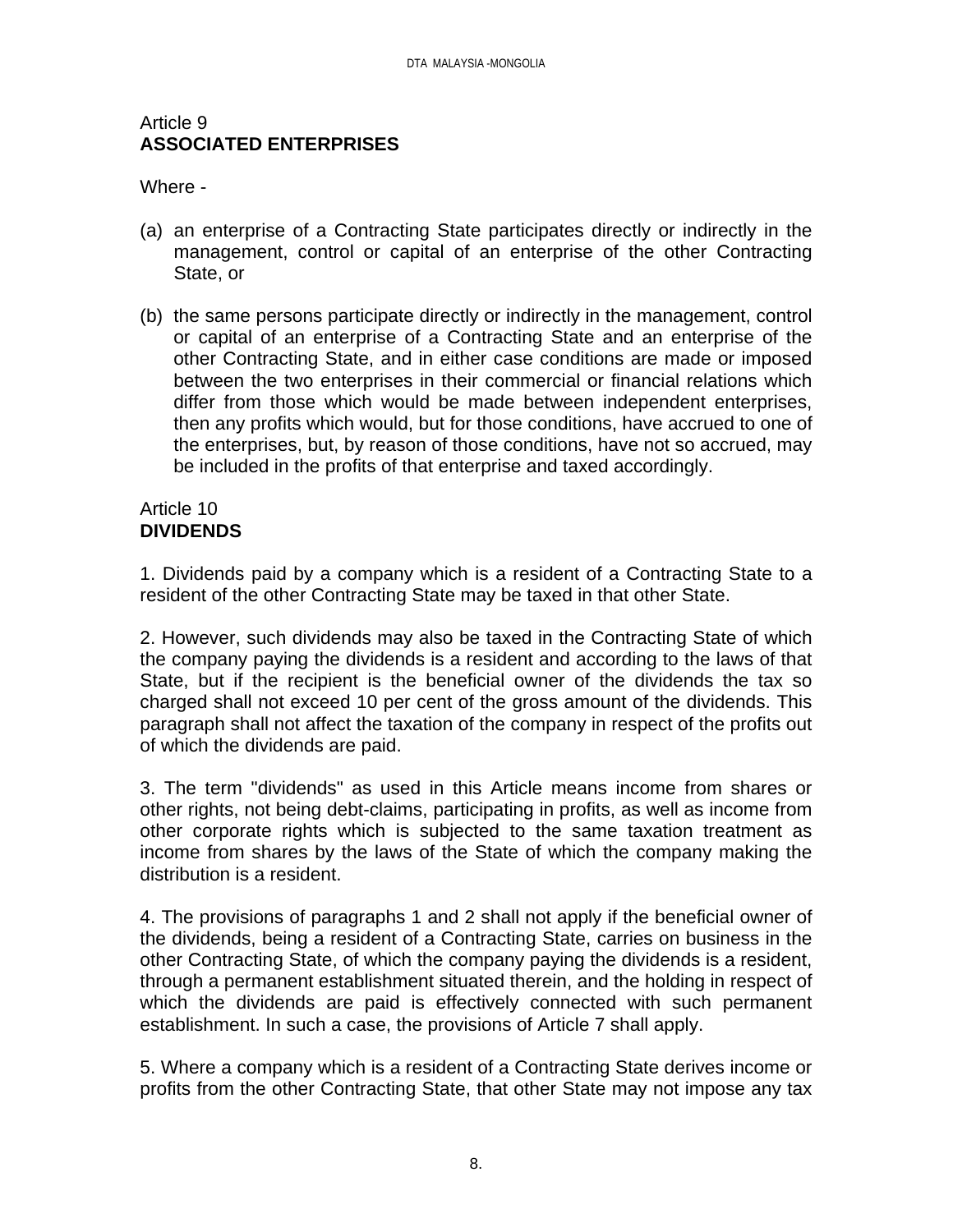## Article 9
**ASSOCIATED ENTERPRISES**

Where -

(a) an enterprise of a Contracting State participates directly or indirectly in the management, control or capital of an enterprise of the other Contracting State, or

(b) the same persons participate directly or indirectly in the management, control or capital of an enterprise of a Contracting State and an enterprise of the other Contracting State, and in either case conditions are made or imposed between the two enterprises in their commercial or financial relations which differ from those which would be made between independent enterprises, then any profits which would, but for those conditions, have accrued to one of the enterprises, but, by reason of those conditions, have not so accrued, may be included in the profits of that enterprise and taxed accordingly.

## Article 10
**DIVIDENDS**

1. Dividends paid by a company which is a resident of a Contracting State to a resident of the other Contracting State may be taxed in that other State.

2. However, such dividends may also be taxed in the Contracting State of which the company paying the dividends is a resident and according to the laws of that State, but if the recipient is the beneficial owner of the dividends the tax so charged shall not exceed 10 per cent of the gross amount of the dividends. This paragraph shall not affect the taxation of the company in respect of the profits out of which the dividends are paid.

3. The term "dividends" as used in this Article means income from shares or other rights, not being debt-claims, participating in profits, as well as income from other corporate rights which is subjected to the same taxation treatment as income from shares by the laws of the State of which the company making the distribution is a resident.

4. The provisions of paragraphs 1 and 2 shall not apply if the beneficial owner of the dividends, being a resident of a Contracting State, carries on business in the other Contracting State, of which the company paying the dividends is a resident, through a permanent establishment situated therein, and the holding in respect of which the dividends are paid is effectively connected with such permanent establishment. In such a case, the provisions of Article 7 shall apply.

5. Where a company which is a resident of a Contracting State derives income or profits from the other Contracting State, that other State may not impose any tax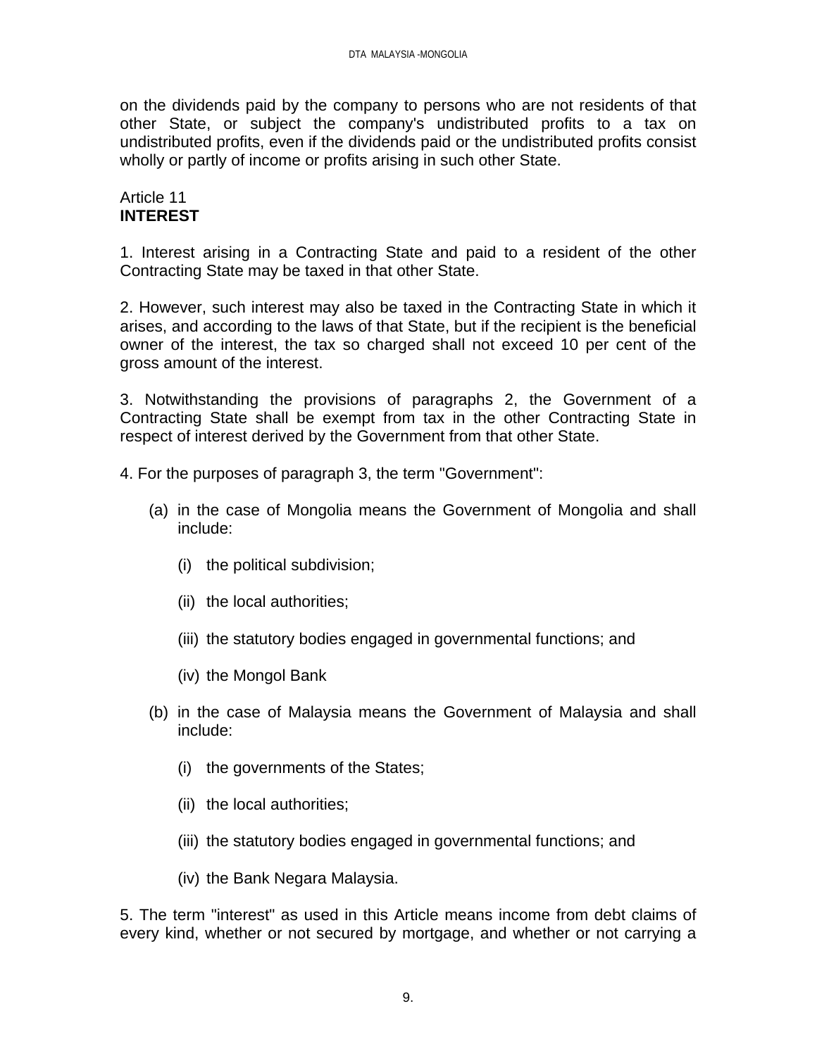on the dividends paid by the company to persons who are not residents of that other State, or subject the company's undistributed profits to a tax on undistributed profits, even if the dividends paid or the undistributed profits consist wholly or partly of income or profits arising in such other State.

Article 11
**INTEREST**

1. Interest arising in a Contracting State and paid to a resident of the other Contracting State may be taxed in that other State.

2. However, such interest may also be taxed in the Contracting State in which it arises, and according to the laws of that State, but if the recipient is the beneficial owner of the interest, the tax so charged shall not exceed 10 per cent of the gross amount of the interest.

3. Notwithstanding the provisions of paragraphs 2, the Government of a Contracting State shall be exempt from tax in the other Contracting State in respect of interest derived by the Government from that other State.

4. For the purposes of paragraph 3, the term "Government":

(a) in the case of Mongolia means the Government of Mongolia and shall include:

    (i) the political subdivision;

    (ii) the local authorities;

    (iii) the statutory bodies engaged in governmental functions; and

    (iv) the Mongol Bank

(b) in the case of Malaysia means the Government of Malaysia and shall include:

    (i) the governments of the States;

    (ii) the local authorities;

    (iii) the statutory bodies engaged in governmental functions; and

    (iv) the Bank Negara Malaysia.

5. The term "interest" as used in this Article means income from debt claims of every kind, whether or not secured by mortgage, and whether or not carrying a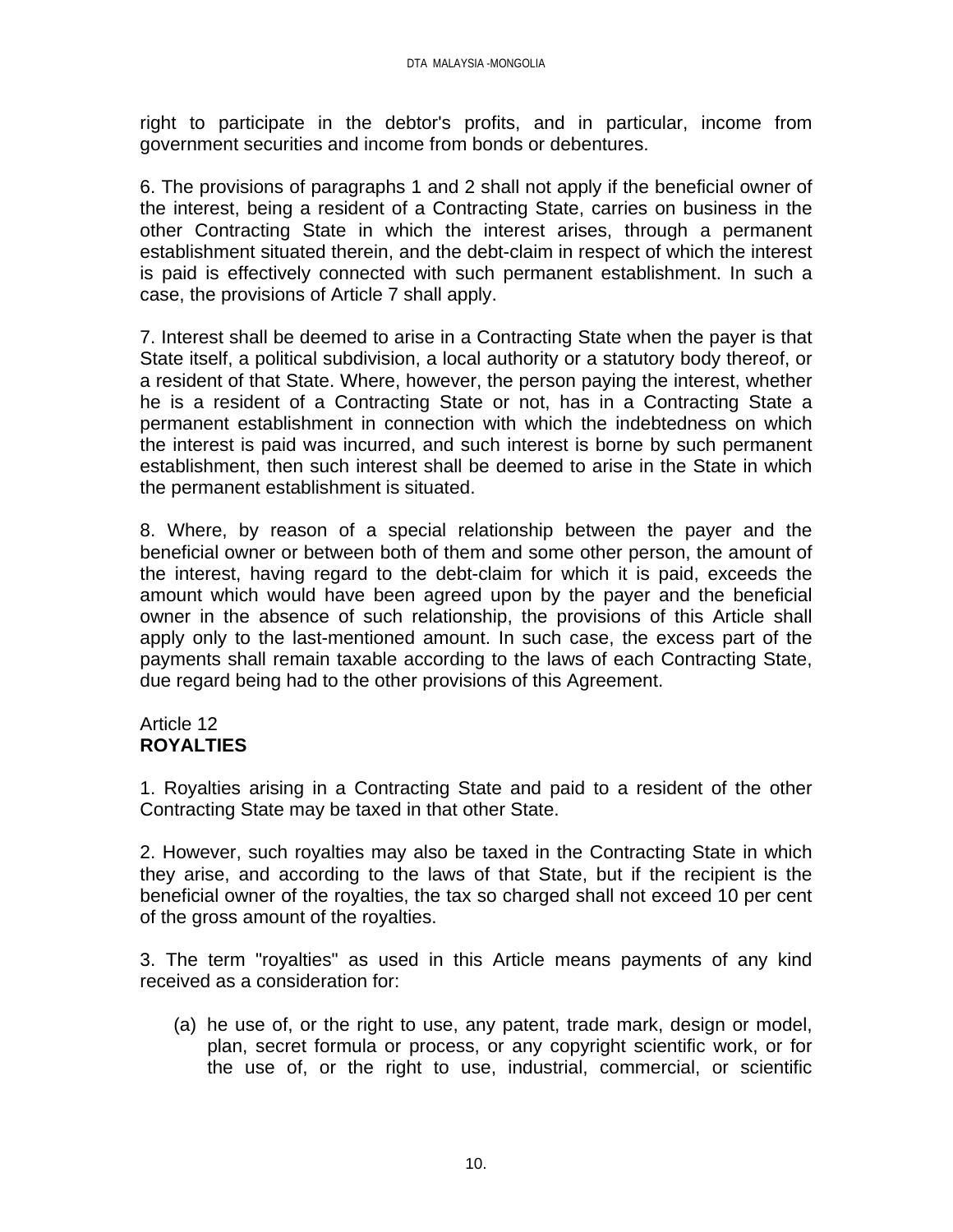right to participate in the debtor's profits, and in particular, income from government securities and income from bonds or debentures.

6. The provisions of paragraphs 1 and 2 shall not apply if the beneficial owner of the interest, being a resident of a Contracting State, carries on business in the other Contracting State in which the interest arises, through a permanent establishment situated therein, and the debt-claim in respect of which the interest is paid is effectively connected with such permanent establishment. In such a case, the provisions of Article 7 shall apply.

7. Interest shall be deemed to arise in a Contracting State when the payer is that State itself, a political subdivision, a local authority or a statutory body thereof, or a resident of that State. Where, however, the person paying the interest, whether he is a resident of a Contracting State or not, has in a Contracting State a permanent establishment in connection with which the indebtedness on which the interest is paid was incurred, and such interest is borne by such permanent establishment, then such interest shall be deemed to arise in the State in which the permanent establishment is situated.

8. Where, by reason of a special relationship between the payer and the beneficial owner or between both of them and some other person, the amount of the interest, having regard to the debt-claim for which it is paid, exceeds the amount which would have been agreed upon by the payer and the beneficial owner in the absence of such relationship, the provisions of this Article shall apply only to the last-mentioned amount. In such case, the excess part of the payments shall remain taxable according to the laws of each Contracting State, due regard being had to the other provisions of this Agreement.

## Article 12
## **ROYALTIES**

1. Royalties arising in a Contracting State and paid to a resident of the other Contracting State may be taxed in that other State.

2. However, such royalties may also be taxed in the Contracting State in which they arise, and according to the laws of that State, but if the recipient is the beneficial owner of the royalties, the tax so charged shall not exceed 10 per cent of the gross amount of the royalties.

3. The term "royalties" as used in this Article means payments of any kind received as a consideration for:

(a) he use of, or the right to use, any patent, trade mark, design or model, plan, secret formula or process, or any copyright scientific work, or for the use of, or the right to use, industrial, commercial, or scientific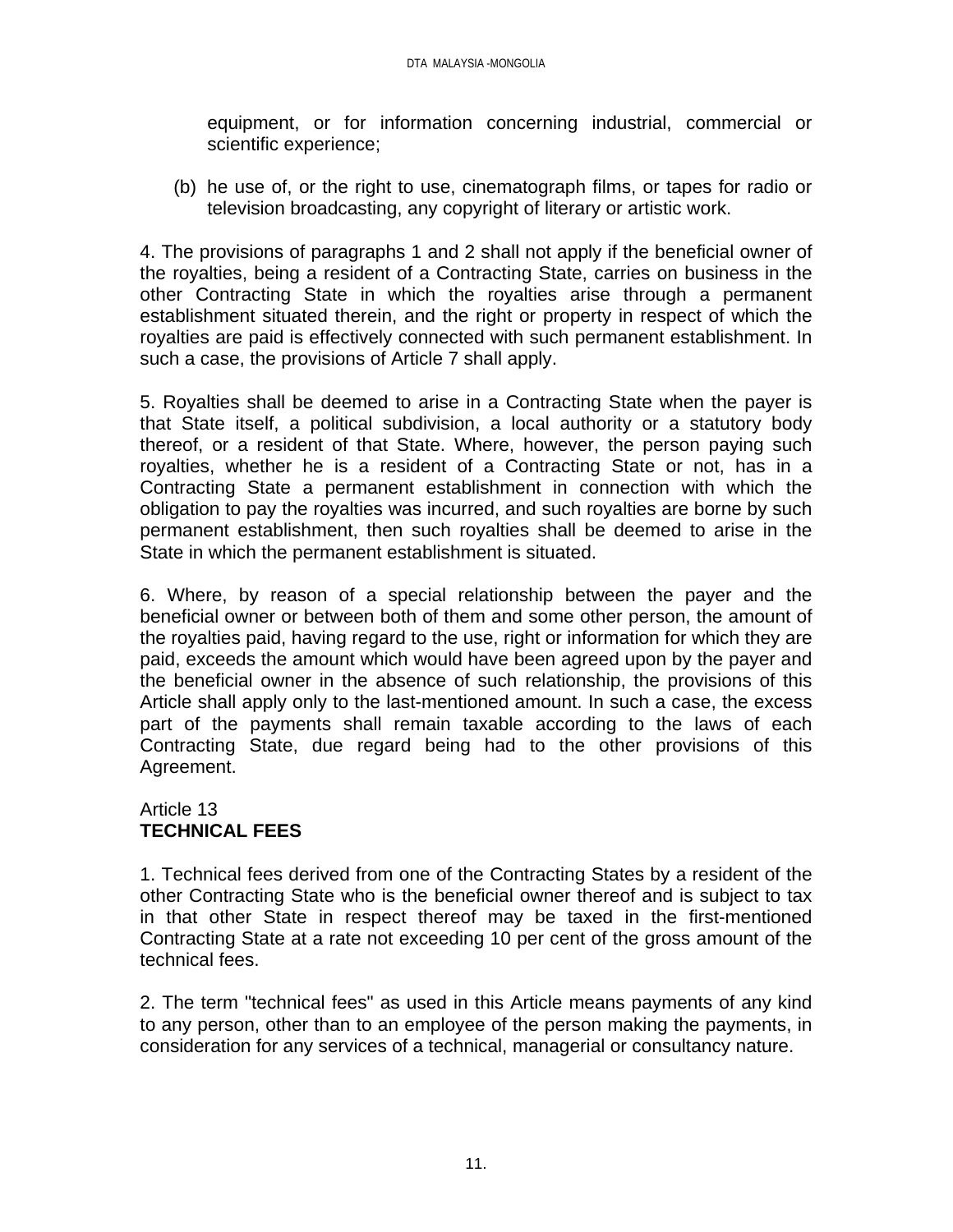equipment, or for information concerning industrial, commercial or scientific experience;

(b) he use of, or the right to use, cinematograph films, or tapes for radio or television broadcasting, any copyright of literary or artistic work.

4. The provisions of paragraphs 1 and 2 shall not apply if the beneficial owner of the royalties, being a resident of a Contracting State, carries on business in the other Contracting State in which the royalties arise through a permanent establishment situated therein, and the right or property in respect of which the royalties are paid is effectively connected with such permanent establishment. In such a case, the provisions of Article 7 shall apply.

5. Royalties shall be deemed to arise in a Contracting State when the payer is that State itself, a political subdivision, a local authority or a statutory body thereof, or a resident of that State. Where, however, the person paying such royalties, whether he is a resident of a Contracting State or not, has in a Contracting State a permanent establishment in connection with which the obligation to pay the royalties was incurred, and such royalties are borne by such permanent establishment, then such royalties shall be deemed to arise in the State in which the permanent establishment is situated.

6. Where, by reason of a special relationship between the payer and the beneficial owner or between both of them and some other person, the amount of the royalties paid, having regard to the use, right or information for which they are paid, exceeds the amount which would have been agreed upon by the payer and the beneficial owner in the absence of such relationship, the provisions of this Article shall apply only to the last-mentioned amount. In such a case, the excess part of the payments shall remain taxable according to the laws of each Contracting State, due regard being had to the other provisions of this Agreement.

## Article 13
## **TECHNICAL FEES**

1. Technical fees derived from one of the Contracting States by a resident of the other Contracting State who is the beneficial owner thereof and is subject to tax in that other State in respect thereof may be taxed in the first-mentioned Contracting State at a rate not exceeding 10 per cent of the gross amount of the technical fees.

2. The term "technical fees" as used in this Article means payments of any kind to any person, other than to an employee of the person making the payments, in consideration for any services of a technical, managerial or consultancy nature.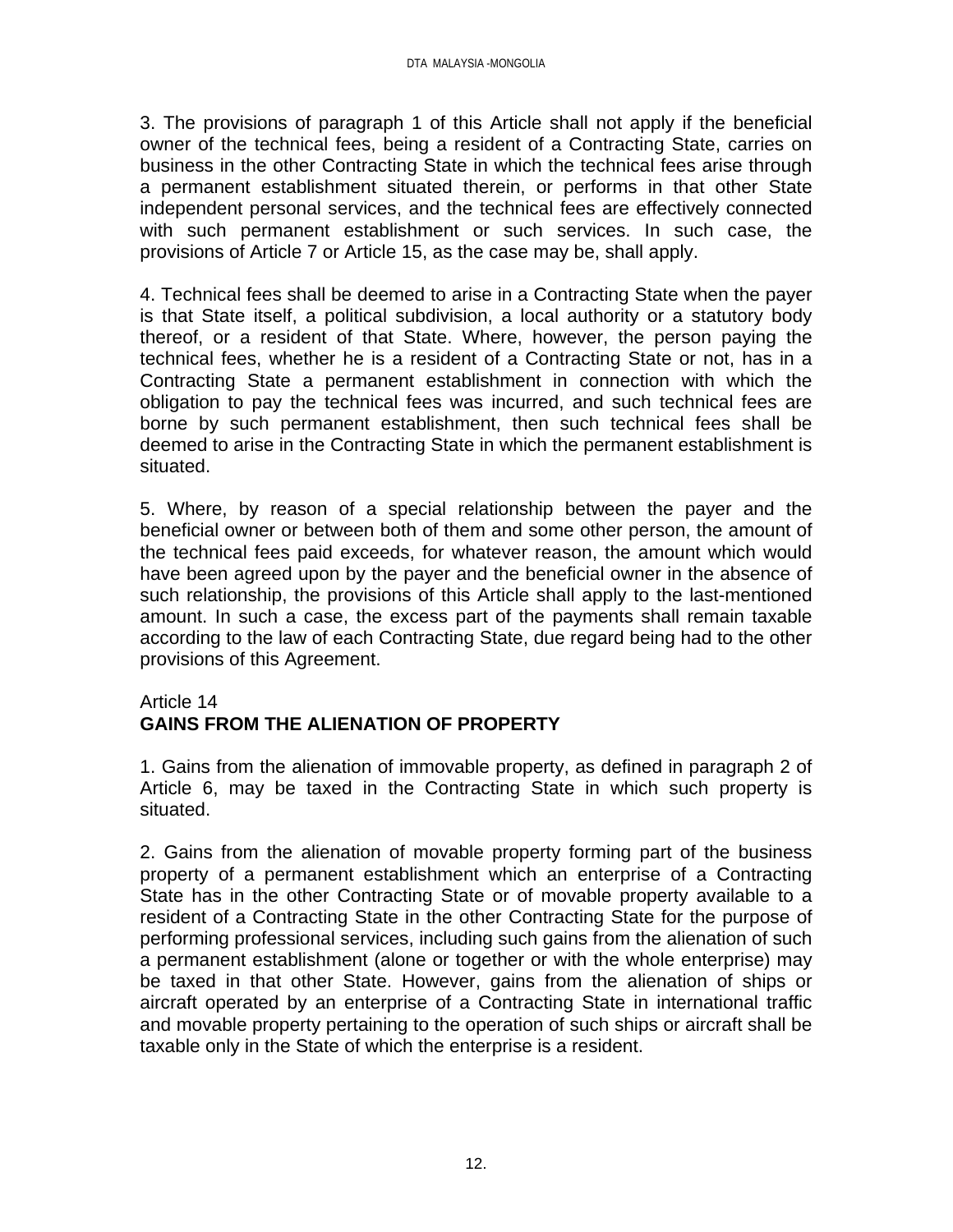3. The provisions of paragraph 1 of this Article shall not apply if the beneficial owner of the technical fees, being a resident of a Contracting State, carries on business in the other Contracting State in which the technical fees arise through a permanent establishment situated therein, or performs in that other State independent personal services, and the technical fees are effectively connected with such permanent establishment or such services. In such case, the provisions of Article 7 or Article 15, as the case may be, shall apply.

4. Technical fees shall be deemed to arise in a Contracting State when the payer is that State itself, a political subdivision, a local authority or a statutory body thereof, or a resident of that State. Where, however, the person paying the technical fees, whether he is a resident of a Contracting State or not, has in a Contracting State a permanent establishment in connection with which the obligation to pay the technical fees was incurred, and such technical fees are borne by such permanent establishment, then such technical fees shall be deemed to arise in the Contracting State in which the permanent establishment is situated.

5. Where, by reason of a special relationship between the payer and the beneficial owner or between both of them and some other person, the amount of the technical fees paid exceeds, for whatever reason, the amount which would have been agreed upon by the payer and the beneficial owner in the absence of such relationship, the provisions of this Article shall apply to the last-mentioned amount. In such a case, the excess part of the payments shall remain taxable according to the law of each Contracting State, due regard being had to the other provisions of this Agreement.

## Article 14
## GAINS FROM THE ALIENATION OF PROPERTY

1. Gains from the alienation of immovable property, as defined in paragraph 2 of Article 6, may be taxed in the Contracting State in which such property is situated.

2. Gains from the alienation of movable property forming part of the business property of a permanent establishment which an enterprise of a Contracting State has in the other Contracting State or of movable property available to a resident of a Contracting State in the other Contracting State for the purpose of performing professional services, including such gains from the alienation of such a permanent establishment (alone or together or with the whole enterprise) may be taxed in that other State. However, gains from the alienation of ships or aircraft operated by an enterprise of a Contracting State in international traffic and movable property pertaining to the operation of such ships or aircraft shall be taxable only in the State of which the enterprise is a resident.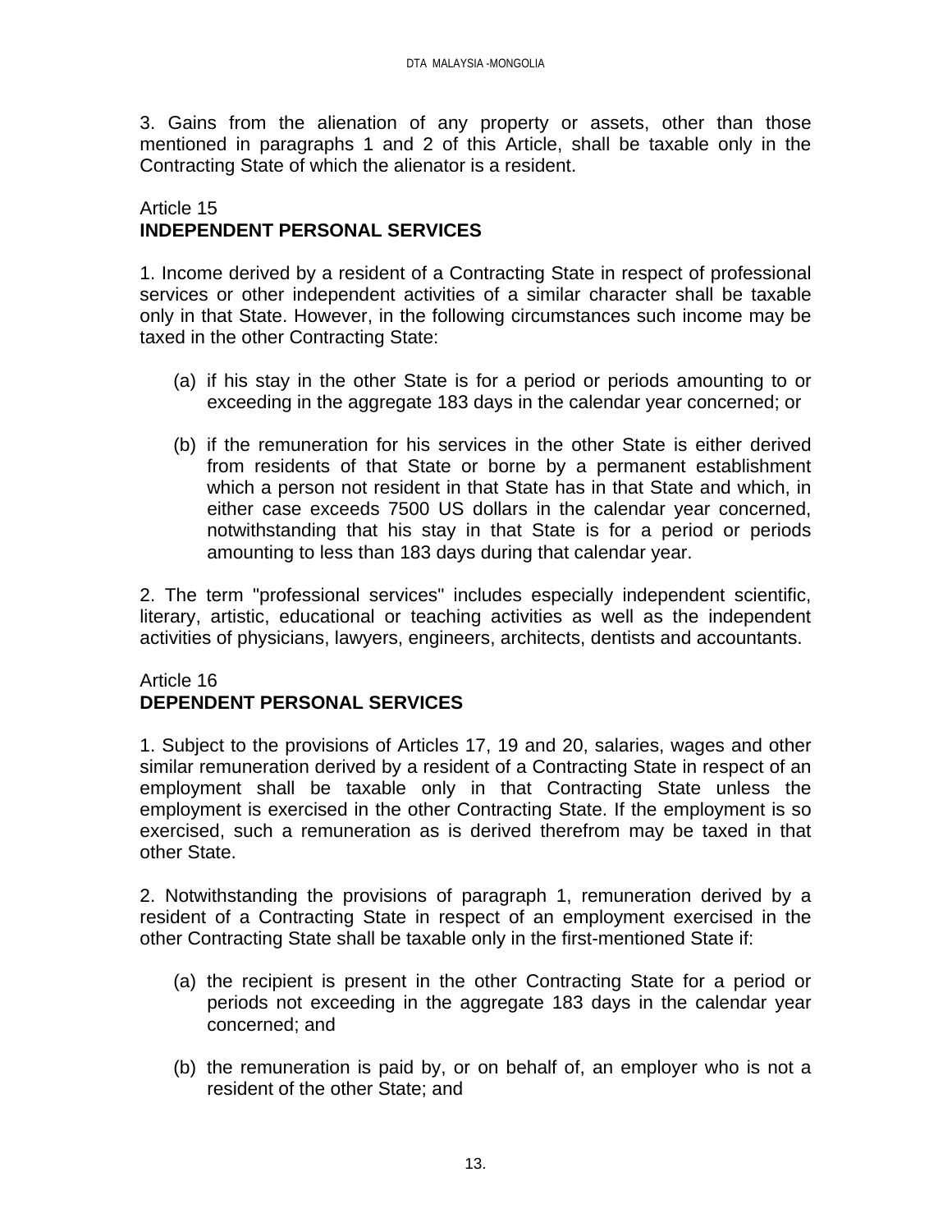3. Gains from the alienation of any property or assets, other than those mentioned in paragraphs 1 and 2 of this Article, shall be taxable only in the Contracting State of which the alienator is a resident.

Article 15
**INDEPENDENT PERSONAL SERVICES**

1. Income derived by a resident of a Contracting State in respect of professional services or other independent activities of a similar character shall be taxable only in that State. However, in the following circumstances such income may be taxed in the other Contracting State:

(a) if his stay in the other State is for a period or periods amounting to or exceeding in the aggregate 183 days in the calendar year concerned; or

(b) if the remuneration for his services in the other State is either derived from residents of that State or borne by a permanent establishment which a person not resident in that State has in that State and which, in either case exceeds 7500 US dollars in the calendar year concerned, notwithstanding that his stay in that State is for a period or periods amounting to less than 183 days during that calendar year.

2. The term "professional services" includes especially independent scientific, literary, artistic, educational or teaching activities as well as the independent activities of physicians, lawyers, engineers, architects, dentists and accountants.

Article 16
**DEPENDENT PERSONAL SERVICES**

1. Subject to the provisions of Articles 17, 19 and 20, salaries, wages and other similar remuneration derived by a resident of a Contracting State in respect of an employment shall be taxable only in that Contracting State unless the employment is exercised in the other Contracting State. If the employment is so exercised, such a remuneration as is derived therefrom may be taxed in that other State.

2. Notwithstanding the provisions of paragraph 1, remuneration derived by a resident of a Contracting State in respect of an employment exercised in the other Contracting State shall be taxable only in the first-mentioned State if:

(a) the recipient is present in the other Contracting State for a period or periods not exceeding in the aggregate 183 days in the calendar year concerned; and

(b) the remuneration is paid by, or on behalf of, an employer who is not a resident of the other State; and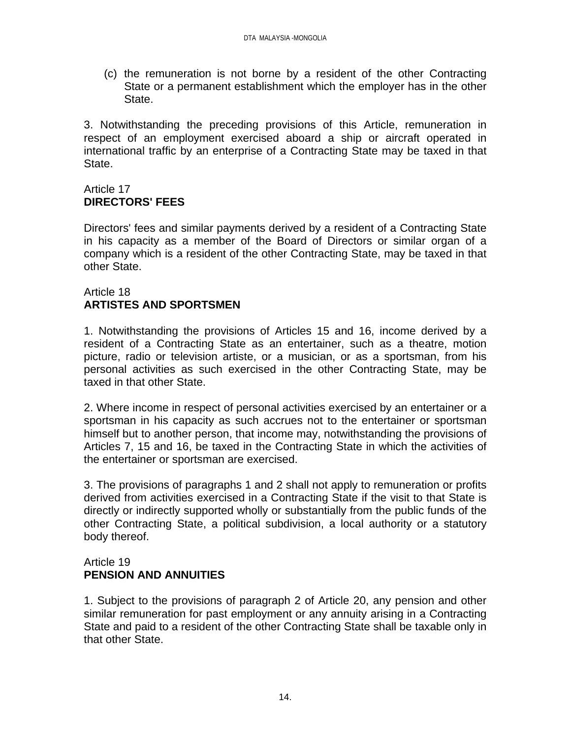(c) the remuneration is not borne by a resident of the other Contracting State or a permanent establishment which the employer has in the other State.

3. Notwithstanding the preceding provisions of this Article, remuneration in respect of an employment exercised aboard a ship or aircraft operated in international traffic by an enterprise of a Contracting State may be taxed in that State.

Article 17
**DIRECTORS' FEES**

Directors' fees and similar payments derived by a resident of a Contracting State in his capacity as a member of the Board of Directors or similar organ of a company which is a resident of the other Contracting State, may be taxed in that other State.

Article 18
**ARTISTES AND SPORTSMEN**

1. Notwithstanding the provisions of Articles 15 and 16, income derived by a resident of a Contracting State as an entertainer, such as a theatre, motion picture, radio or television artiste, or a musician, or as a sportsman, from his personal activities as such exercised in the other Contracting State, may be taxed in that other State.

2. Where income in respect of personal activities exercised by an entertainer or a sportsman in his capacity as such accrues not to the entertainer or sportsman himself but to another person, that income may, notwithstanding the provisions of Articles 7, 15 and 16, be taxed in the Contracting State in which the activities of the entertainer or sportsman are exercised.

3. The provisions of paragraphs 1 and 2 shall not apply to remuneration or profits derived from activities exercised in a Contracting State if the visit to that State is directly or indirectly supported wholly or substantially from the public funds of the other Contracting State, a political subdivision, a local authority or a statutory body thereof.

Article 19
**PENSION AND ANNUITIES**

1. Subject to the provisions of paragraph 2 of Article 20, any pension and other similar remuneration for past employment or any annuity arising in a Contracting State and paid to a resident of the other Contracting State shall be taxable only in that other State.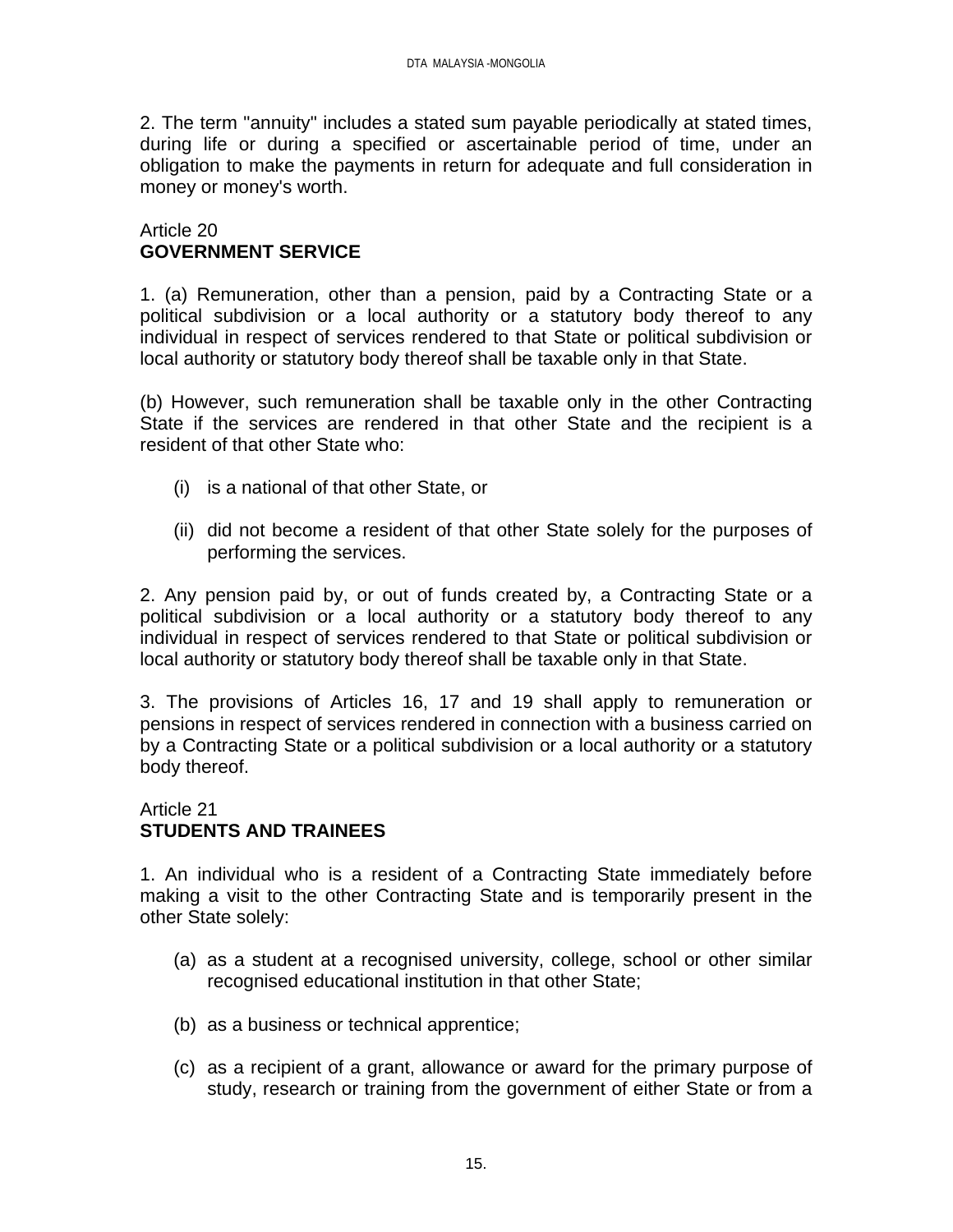2. The term "annuity" includes a stated sum payable periodically at stated times, during life or during a specified or ascertainable period of time, under an obligation to make the payments in return for adequate and full consideration in money or money's worth.

Article 20
**GOVERNMENT SERVICE**

1. (a) Remuneration, other than a pension, paid by a Contracting State or a political subdivision or a local authority or a statutory body thereof to any individual in respect of services rendered to that State or political subdivision or local authority or statutory body thereof shall be taxable only in that State.

(b) However, such remuneration shall be taxable only in the other Contracting State if the services are rendered in that other State and the recipient is a resident of that other State who:

(i) is a national of that other State, or

(ii) did not become a resident of that other State solely for the purposes of performing the services.

2. Any pension paid by, or out of funds created by, a Contracting State or a political subdivision or a local authority or a statutory body thereof to any individual in respect of services rendered to that State or political subdivision or local authority or statutory body thereof shall be taxable only in that State.

3. The provisions of Articles 16, 17 and 19 shall apply to remuneration or pensions in respect of services rendered in connection with a business carried on by a Contracting State or a political subdivision or a local authority or a statutory body thereof.

Article 21
**STUDENTS AND TRAINEES**

1. An individual who is a resident of a Contracting State immediately before making a visit to the other Contracting State and is temporarily present in the other State solely:

(a) as a student at a recognised university, college, school or other similar recognised educational institution in that other State;

(b) as a business or technical apprentice;

(c) as a recipient of a grant, allowance or award for the primary purpose of study, research or training from the government of either State or from a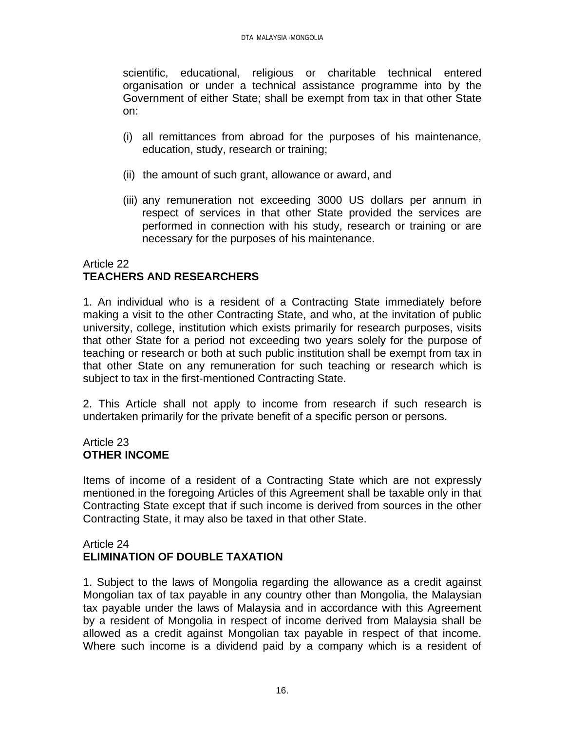scientific, educational, religious or charitable technical entered organisation or under a technical assistance programme into by the Government of either State; shall be exempt from tax in that other State on:

(i) all remittances from abroad for the purposes of his maintenance, education, study, research or training;

(ii) the amount of such grant, allowance or award, and

(iii) any remuneration not exceeding 3000 US dollars per annum in respect of services in that other State provided the services are performed in connection with his study, research or training or are necessary for the purposes of his maintenance.

Article 22
**TEACHERS AND RESEARCHERS**

1. An individual who is a resident of a Contracting State immediately before making a visit to the other Contracting State, and who, at the invitation of public university, college, institution which exists primarily for research purposes, visits that other State for a period not exceeding two years solely for the purpose of teaching or research or both at such public institution shall be exempt from tax in that other State on any remuneration for such teaching or research which is subject to tax in the first-mentioned Contracting State.

2. This Article shall not apply to income from research if such research is undertaken primarily for the private benefit of a specific person or persons.

Article 23
**OTHER INCOME**

Items of income of a resident of a Contracting State which are not expressly mentioned in the foregoing Articles of this Agreement shall be taxable only in that Contracting State except that if such income is derived from sources in the other Contracting State, it may also be taxed in that other State.

Article 24
**ELIMINATION OF DOUBLE TAXATION**

1. Subject to the laws of Mongolia regarding the allowance as a credit against Mongolian tax of tax payable in any country other than Mongolia, the Malaysian tax payable under the laws of Malaysia and in accordance with this Agreement by a resident of Mongolia in respect of income derived from Malaysia shall be allowed as a credit against Mongolian tax payable in respect of that income. Where such income is a dividend paid by a company which is a resident of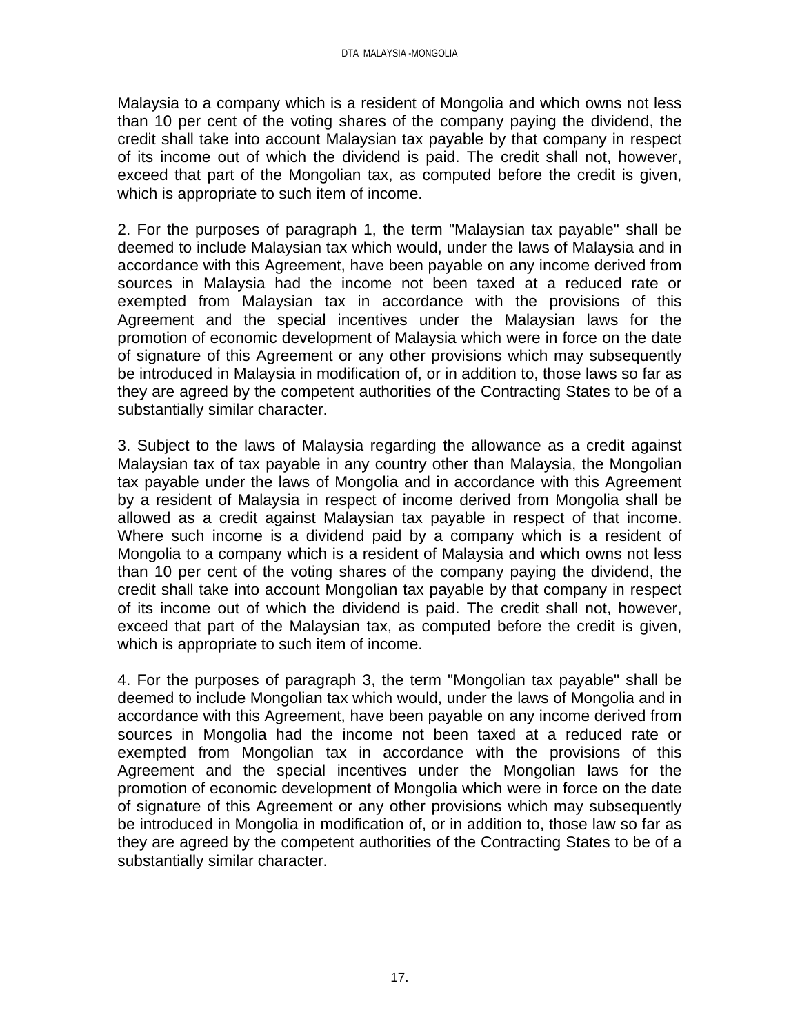Malaysia to a company which is a resident of Mongolia and which owns not less than 10 per cent of the voting shares of the company paying the dividend, the credit shall take into account Malaysian tax payable by that company in respect of its income out of which the dividend is paid. The credit shall not, however, exceed that part of the Mongolian tax, as computed before the credit is given, which is appropriate to such item of income.

2. For the purposes of paragraph 1, the term "Malaysian tax payable" shall be deemed to include Malaysian tax which would, under the laws of Malaysia and in accordance with this Agreement, have been payable on any income derived from sources in Malaysia had the income not been taxed at a reduced rate or exempted from Malaysian tax in accordance with the provisions of this Agreement and the special incentives under the Malaysian laws for the promotion of economic development of Malaysia which were in force on the date of signature of this Agreement or any other provisions which may subsequently be introduced in Malaysia in modification of, or in addition to, those laws so far as they are agreed by the competent authorities of the Contracting States to be of a substantially similar character.

3. Subject to the laws of Malaysia regarding the allowance as a credit against Malaysian tax of tax payable in any country other than Malaysia, the Mongolian tax payable under the laws of Mongolia and in accordance with this Agreement by a resident of Malaysia in respect of income derived from Mongolia shall be allowed as a credit against Malaysian tax payable in respect of that income. Where such income is a dividend paid by a company which is a resident of Mongolia to a company which is a resident of Malaysia and which owns not less than 10 per cent of the voting shares of the company paying the dividend, the credit shall take into account Mongolian tax payable by that company in respect of its income out of which the dividend is paid. The credit shall not, however, exceed that part of the Malaysian tax, as computed before the credit is given, which is appropriate to such item of income.

4. For the purposes of paragraph 3, the term "Mongolian tax payable" shall be deemed to include Mongolian tax which would, under the laws of Mongolia and in accordance with this Agreement, have been payable on any income derived from sources in Mongolia had the income not been taxed at a reduced rate or exempted from Mongolian tax in accordance with the provisions of this Agreement and the special incentives under the Mongolian laws for the promotion of economic development of Mongolia which were in force on the date of signature of this Agreement or any other provisions which may subsequently be introduced in Mongolia in modification of, or in addition to, those law so far as they are agreed by the competent authorities of the Contracting States to be of a substantially similar character.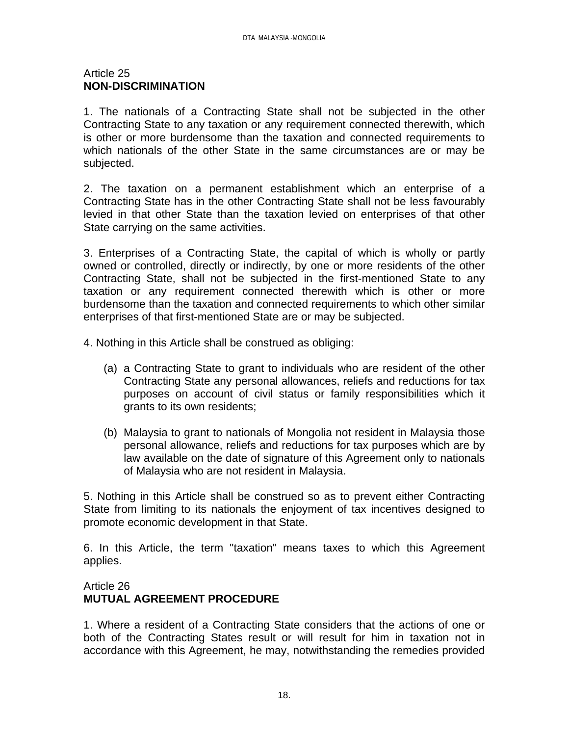Article 25
**NON-DISCRIMINATION**

1. The nationals of a Contracting State shall not be subjected in the other Contracting State to any taxation or any requirement connected therewith, which is other or more burdensome than the taxation and connected requirements to which nationals of the other State in the same circumstances are or may be subjected.

2. The taxation on a permanent establishment which an enterprise of a Contracting State has in the other Contracting State shall not be less favourably levied in that other State than the taxation levied on enterprises of that other State carrying on the same activities.

3. Enterprises of a Contracting State, the capital of which is wholly or partly owned or controlled, directly or indirectly, by one or more residents of the other Contracting State, shall not be subjected in the first-mentioned State to any taxation or any requirement connected therewith which is other or more burdensome than the taxation and connected requirements to which other similar enterprises of that first-mentioned State are or may be subjected.

4. Nothing in this Article shall be construed as obliging:

(a) a Contracting State to grant to individuals who are resident of the other Contracting State any personal allowances, reliefs and reductions for tax purposes on account of civil status or family responsibilities which it grants to its own residents;

(b) Malaysia to grant to nationals of Mongolia not resident in Malaysia those personal allowance, reliefs and reductions for tax purposes which are by law available on the date of signature of this Agreement only to nationals of Malaysia who are not resident in Malaysia.

5. Nothing in this Article shall be construed so as to prevent either Contracting State from limiting to its nationals the enjoyment of tax incentives designed to promote economic development in that State.

6. In this Article, the term "taxation" means taxes to which this Agreement applies.

Article 26
**MUTUAL AGREEMENT PROCEDURE**

1. Where a resident of a Contracting State considers that the actions of one or both of the Contracting States result or will result for him in taxation not in accordance with this Agreement, he may, notwithstanding the remedies provided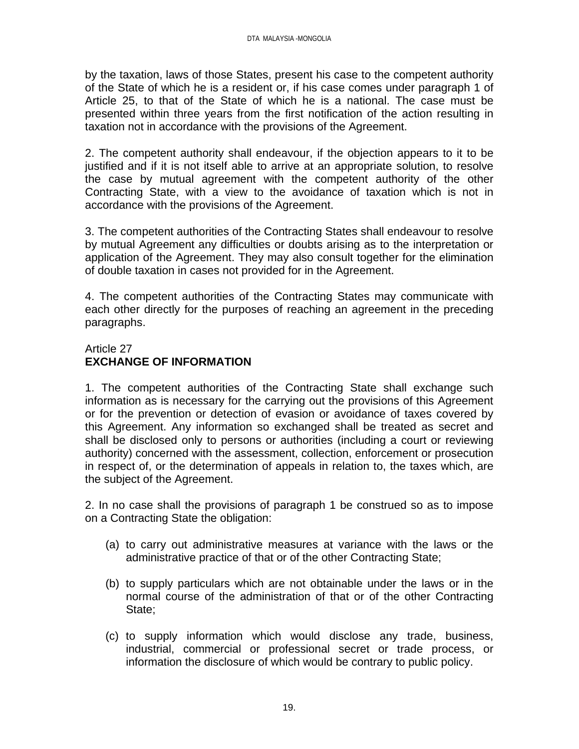by the taxation, laws of those States, present his case to the competent authority of the State of which he is a resident or, if his case comes under paragraph 1 of Article 25, to that of the State of which he is a national. The case must be presented within three years from the first notification of the action resulting in taxation not in accordance with the provisions of the Agreement.

2. The competent authority shall endeavour, if the objection appears to it to be justified and if it is not itself able to arrive at an appropriate solution, to resolve the case by mutual agreement with the competent authority of the other Contracting State, with a view to the avoidance of taxation which is not in accordance with the provisions of the Agreement.

3. The competent authorities of the Contracting States shall endeavour to resolve by mutual Agreement any difficulties or doubts arising as to the interpretation or application of the Agreement. They may also consult together for the elimination of double taxation in cases not provided for in the Agreement.

4. The competent authorities of the Contracting States may communicate with each other directly for the purposes of reaching an agreement in the preceding paragraphs.

Article 27
**EXCHANGE OF INFORMATION**

1. The competent authorities of the Contracting State shall exchange such information as is necessary for the carrying out the provisions of this Agreement or for the prevention or detection of evasion or avoidance of taxes covered by this Agreement. Any information so exchanged shall be treated as secret and shall be disclosed only to persons or authorities (including a court or reviewing authority) concerned with the assessment, collection, enforcement or prosecution in respect of, or the determination of appeals in relation to, the taxes which, are the subject of the Agreement.

2. In no case shall the provisions of paragraph 1 be construed so as to impose on a Contracting State the obligation:

(a) to carry out administrative measures at variance with the laws or the administrative practice of that or of the other Contracting State;

(b) to supply particulars which are not obtainable under the laws or in the normal course of the administration of that or of the other Contracting State;

(c) to supply information which would disclose any trade, business, industrial, commercial or professional secret or trade process, or information the disclosure of which would be contrary to public policy.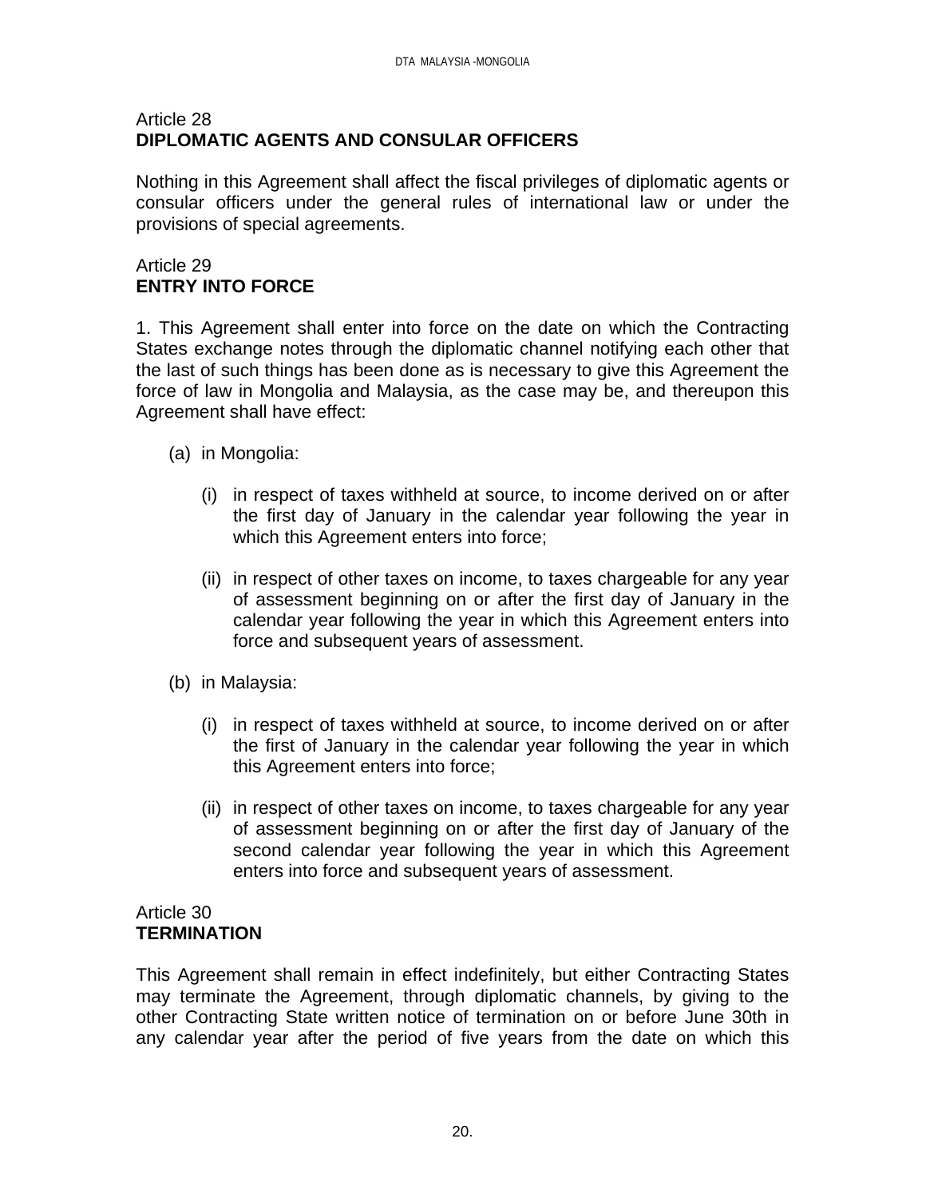Article 28
**DIPLOMATIC AGENTS AND CONSULAR OFFICERS**

Nothing in this Agreement shall affect the fiscal privileges of diplomatic agents or consular officers under the general rules of international law or under the provisions of special agreements.

Article 29
**ENTRY INTO FORCE**

1. This Agreement shall enter into force on the date on which the Contracting States exchange notes through the diplomatic channel notifying each other that the last of such things has been done as is necessary to give this Agreement the force of law in Mongolia and Malaysia, as the case may be, and thereupon this Agreement shall have effect:

   (a) in Mongolia:

      (i) in respect of taxes withheld at source, to income derived on or after the first day of January in the calendar year following the year in which this Agreement enters into force;

      (ii) in respect of other taxes on income, to taxes chargeable for any year of assessment beginning on or after the first day of January in the calendar year following the year in which this Agreement enters into force and subsequent years of assessment.

   (b) in Malaysia:

      (i) in respect of taxes withheld at source, to income derived on or after the first of January in the calendar year following the year in which this Agreement enters into force;

      (ii) in respect of other taxes on income, to taxes chargeable for any year of assessment beginning on or after the first day of January of the second calendar year following the year in which this Agreement enters into force and subsequent years of assessment.

Article 30
**TERMINATION**

This Agreement shall remain in effect indefinitely, but either Contracting States may terminate the Agreement, through diplomatic channels, by giving to the other Contracting State written notice of termination on or before June 30th in any calendar year after the period of five years from the date on which this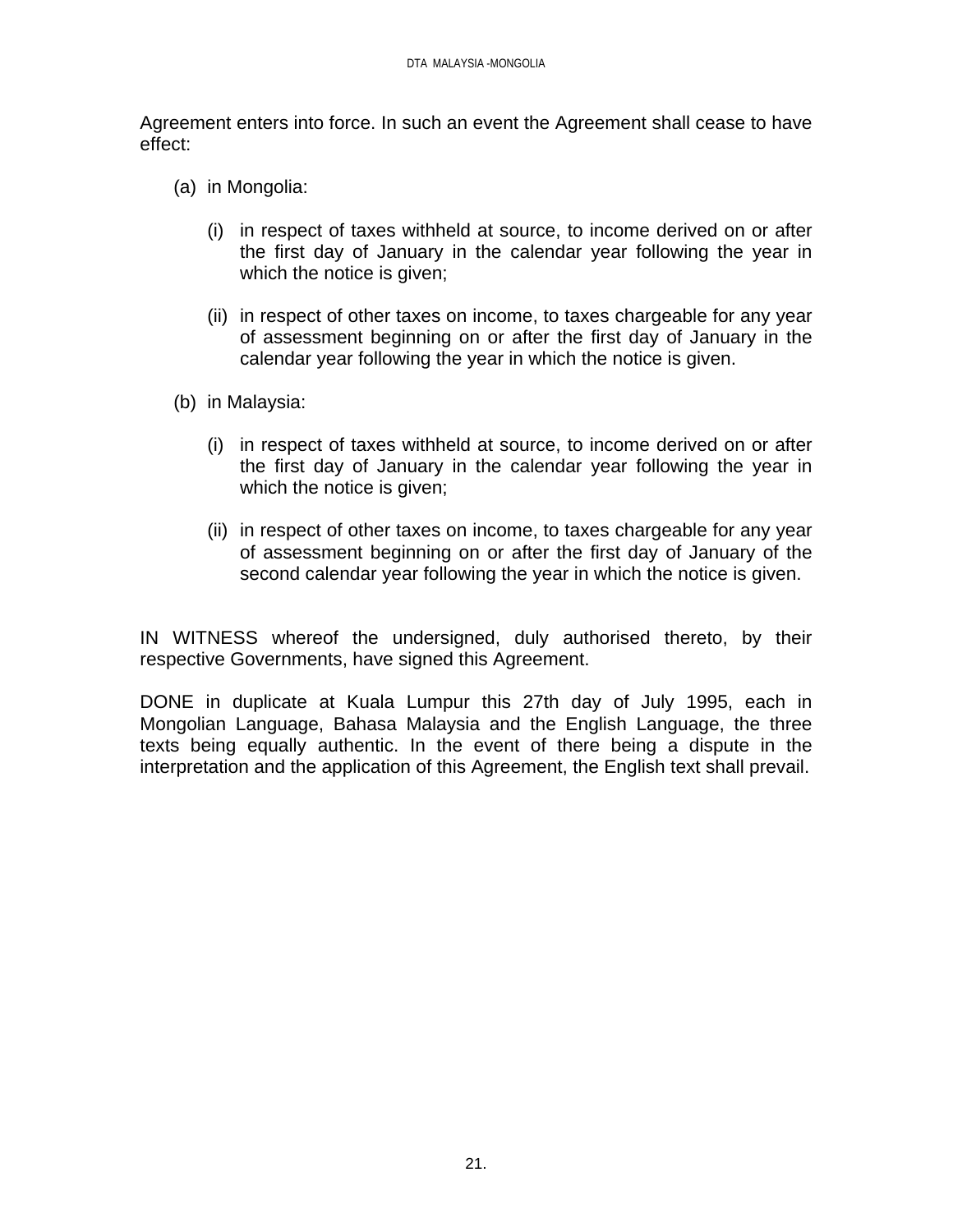Agreement enters into force. In such an event the Agreement shall cease to have effect:

(a) in Mongolia:

(i) in respect of taxes withheld at source, to income derived on or after the first day of January in the calendar year following the year in which the notice is given;

(ii) in respect of other taxes on income, to taxes chargeable for any year of assessment beginning on or after the first day of January in the calendar year following the year in which the notice is given.

(b) in Malaysia:

(i) in respect of taxes withheld at source, to income derived on or after the first day of January in the calendar year following the year in which the notice is given;

(ii) in respect of other taxes on income, to taxes chargeable for any year of assessment beginning on or after the first day of January of the second calendar year following the year in which the notice is given.

IN WITNESS whereof the undersigned, duly authorised thereto, by their respective Governments, have signed this Agreement.

DONE in duplicate at Kuala Lumpur this 27th day of July 1995, each in Mongolian Language, Bahasa Malaysia and the English Language, the three texts being equally authentic. In the event of there being a dispute in the interpretation and the application of this Agreement, the English text shall prevail.